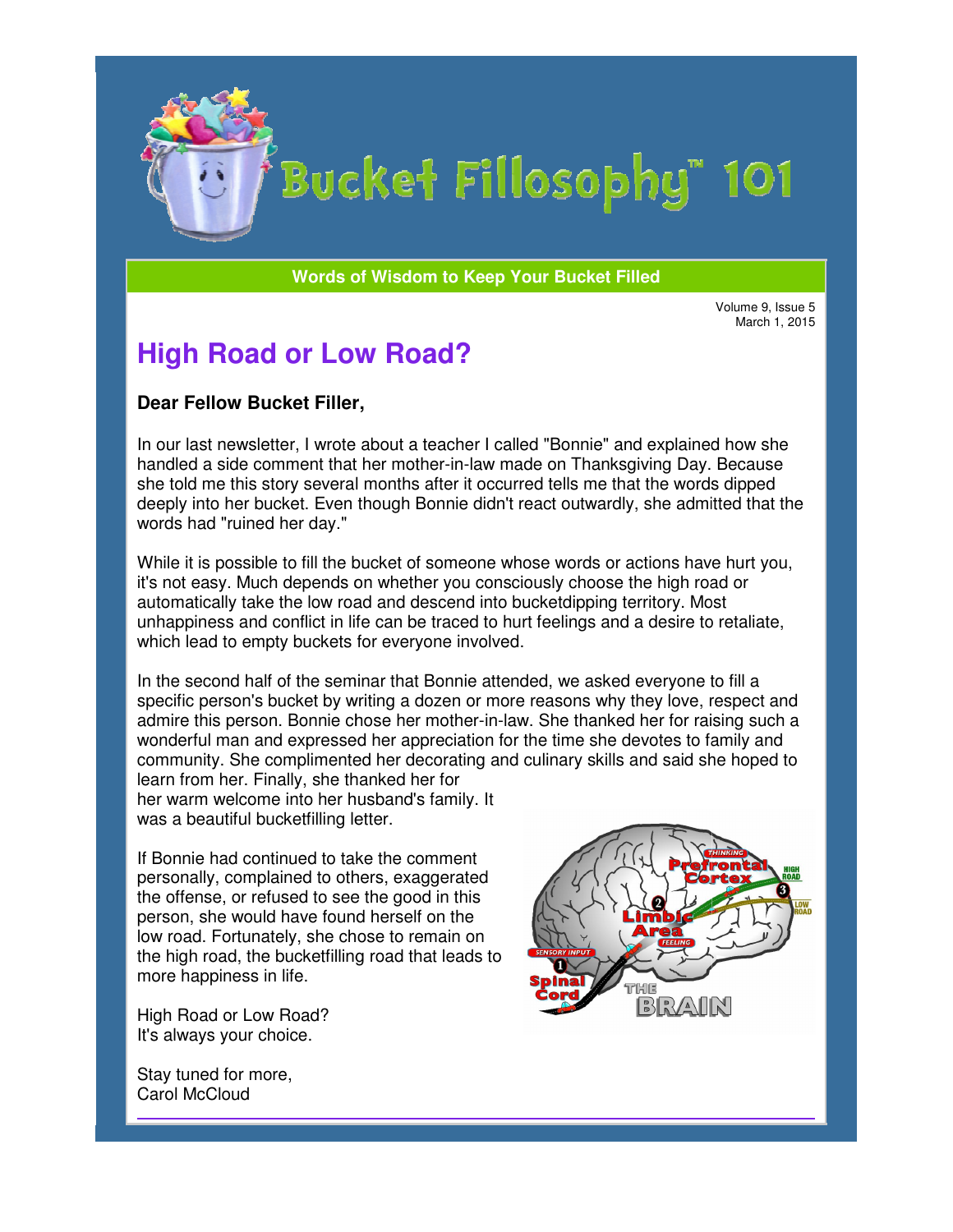# Bucket Fillosophy™ 101

**Words of Wisdom to Keep Your Bucket Filled**

Volume 9, Issue 5
March 1, 2015

## High Road or Low Road?

**Dear Fellow Bucket Filler,**

In our last newsletter, I wrote about a teacher I called "Bonnie" and explained how she handled a side comment that her mother-in-law made on Thanksgiving Day. Because she told me this story several months after it occurred tells me that the words dipped deeply into her bucket. Even though Bonnie didn't react outwardly, she admitted that the words had "ruined her day."

While it is possible to fill the bucket of someone whose words or actions have hurt you, it's not easy. Much depends on whether you consciously choose the high road or automatically take the low road and descend into bucketdipping territory. Most unhappiness and conflict in life can be traced to hurt feelings and a desire to retaliate, which lead to empty buckets for everyone involved.

In the second half of the seminar that Bonnie attended, we asked everyone to fill a specific person's bucket by writing a dozen or more reasons why they love, respect and admire this person. Bonnie chose her mother-in-law. She thanked her for raising such a wonderful man and expressed her appreciation for the time she devotes to family and community. She complimented her decorating and culinary skills and said she hoped to learn from her. Finally, she thanked her for her warm welcome into her husband's family. It was a beautiful bucketfilling letter.

If Bonnie had continued to take the comment personally, complained to others, exaggerated the offense, or refused to see the good in this person, she would have found herself on the low road. Fortunately, she chose to remain on the high road, the bucketfilling road that leads to more happiness in life.

High Road or Low Road?
It's always your choice.

Stay tuned for more,
Carol McCloud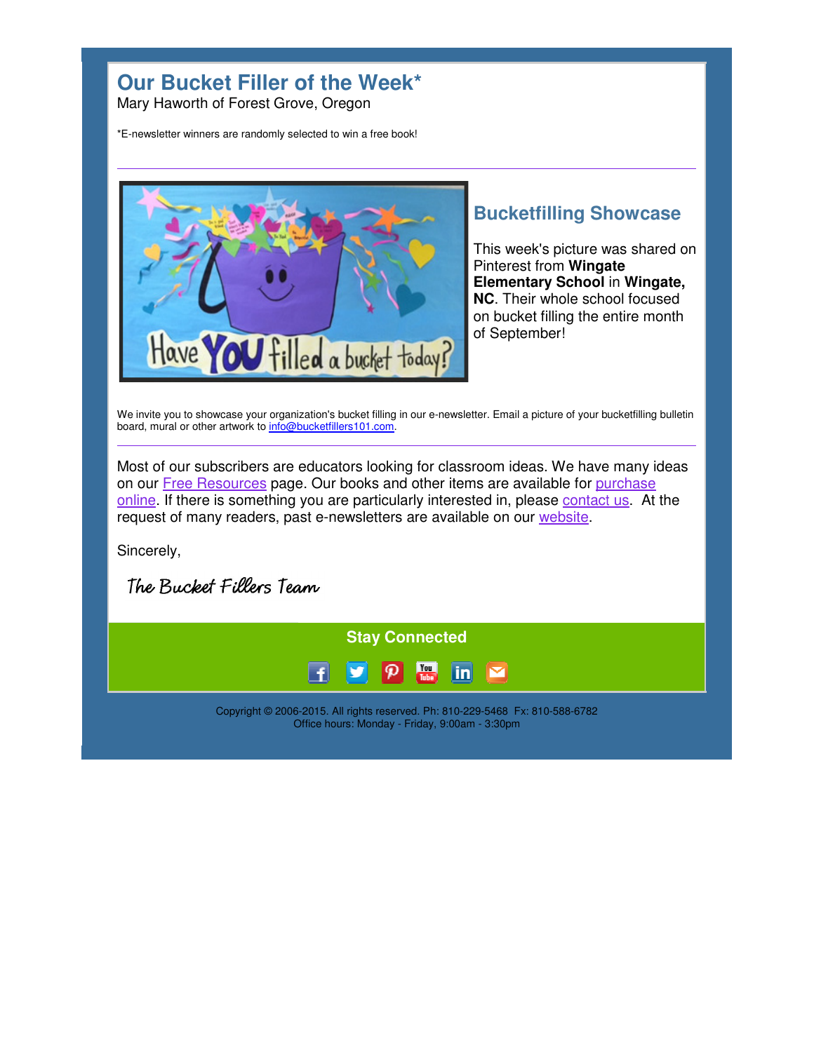## Our Bucket Filler of the Week*

Mary Haworth of Forest Grove, Oregon

*E-newsletter winners are randomly selected to win a free book!

---

## Bucketfilling Showcase

This week's picture was shared on Pinterest from **Wingate Elementary School** in **Wingate, NC**. Their whole school focused on bucket filling the entire month of September!

We invite you to showcase your organization's bucket filling in our e-newsletter. Email a picture of your bucketfilling bulletin board, mural or other artwork to info@bucketfillers101.com.

---

Most of our subscribers are educators looking for classroom ideas. We have many ideas on our Free Resources page. Our books and other items are available for purchase online. If there is something you are particularly interested in, please contact us. At the request of many readers, past e-newsletters are available on our website.

Sincerely,

*The Bucket Fillers Team*

**Stay Connected**

Copyright © 2006-2015. All rights reserved. Ph: 810-229-5468 Fx: 810-588-6782
Office hours: Monday - Friday, 9:00am - 3:30pm